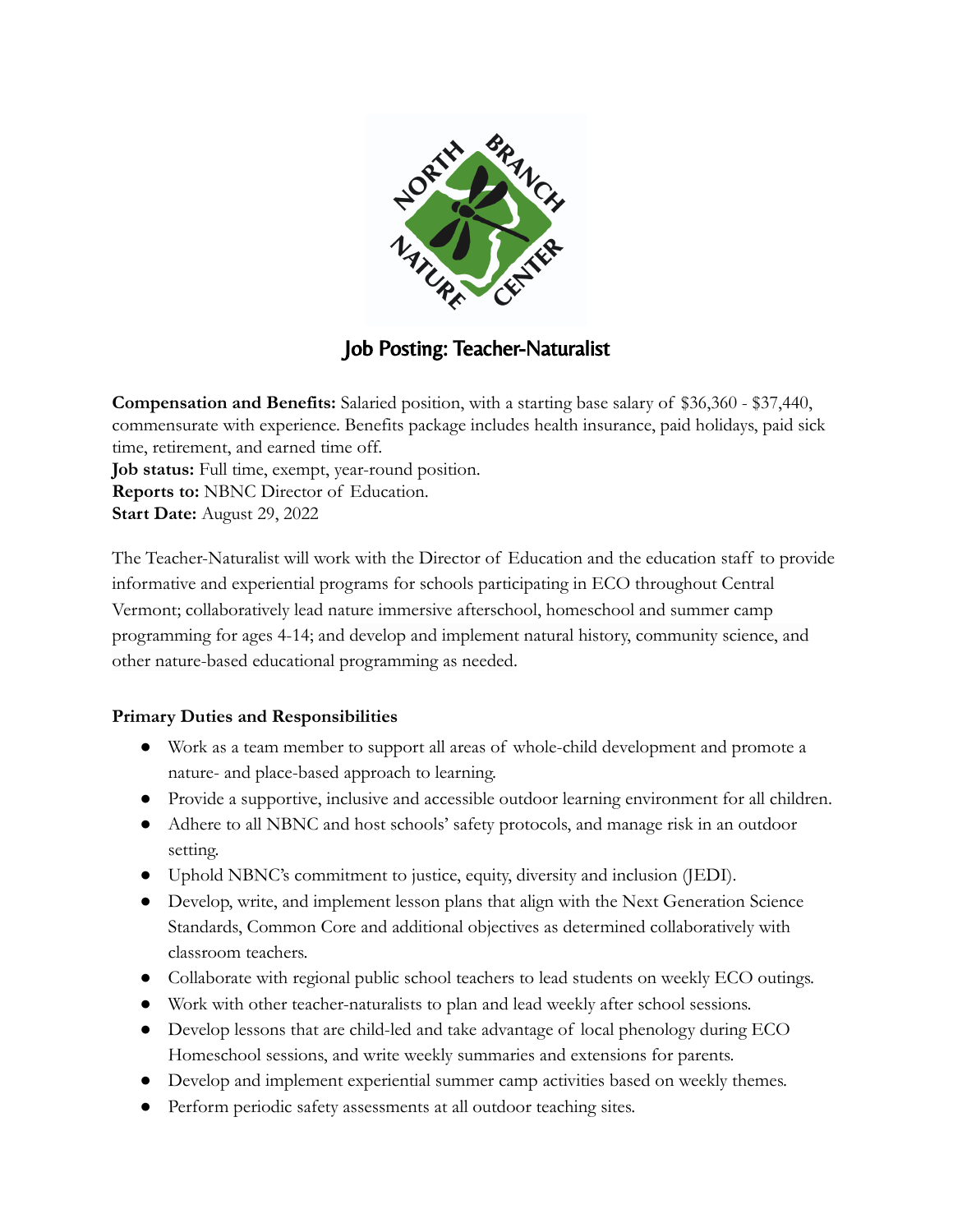# Job Posting: Teacher-Naturalist

**Compensation and Benefits:** Salaried position, with a starting base salary of $36,360 - $37,440, commensurate with experience. Benefits package includes health insurance, paid holidays, paid sick time, retirement, and earned time off.
**Job status:** Full time, exempt, year-round position.
**Reports to:** NBNC Director of Education.
**Start Date:** August 29, 2022

The Teacher-Naturalist will work with the Director of Education and the education staff to provide informative and experiential programs for schools participating in ECO throughout Central Vermont; collaboratively lead nature immersive afterschool, homeschool and summer camp programming for ages 4-14; and develop and implement natural history, community science, and other nature-based educational programming as needed.

**Primary Duties and Responsibilities**

- Work as a team member to support all areas of whole-child development and promote a nature- and place-based approach to learning.
- Provide a supportive, inclusive and accessible outdoor learning environment for all children.
- Adhere to all NBNC and host schools' safety protocols, and manage risk in an outdoor setting.
- Uphold NBNC's commitment to justice, equity, diversity and inclusion (JEDI).
- Develop, write, and implement lesson plans that align with the Next Generation Science Standards, Common Core and additional objectives as determined collaboratively with classroom teachers.
- Collaborate with regional public school teachers to lead students on weekly ECO outings.
- Work with other teacher-naturalists to plan and lead weekly after school sessions.
- Develop lessons that are child-led and take advantage of local phenology during ECO Homeschool sessions, and write weekly summaries and extensions for parents.
- Develop and implement experiential summer camp activities based on weekly themes.
- Perform periodic safety assessments at all outdoor teaching sites.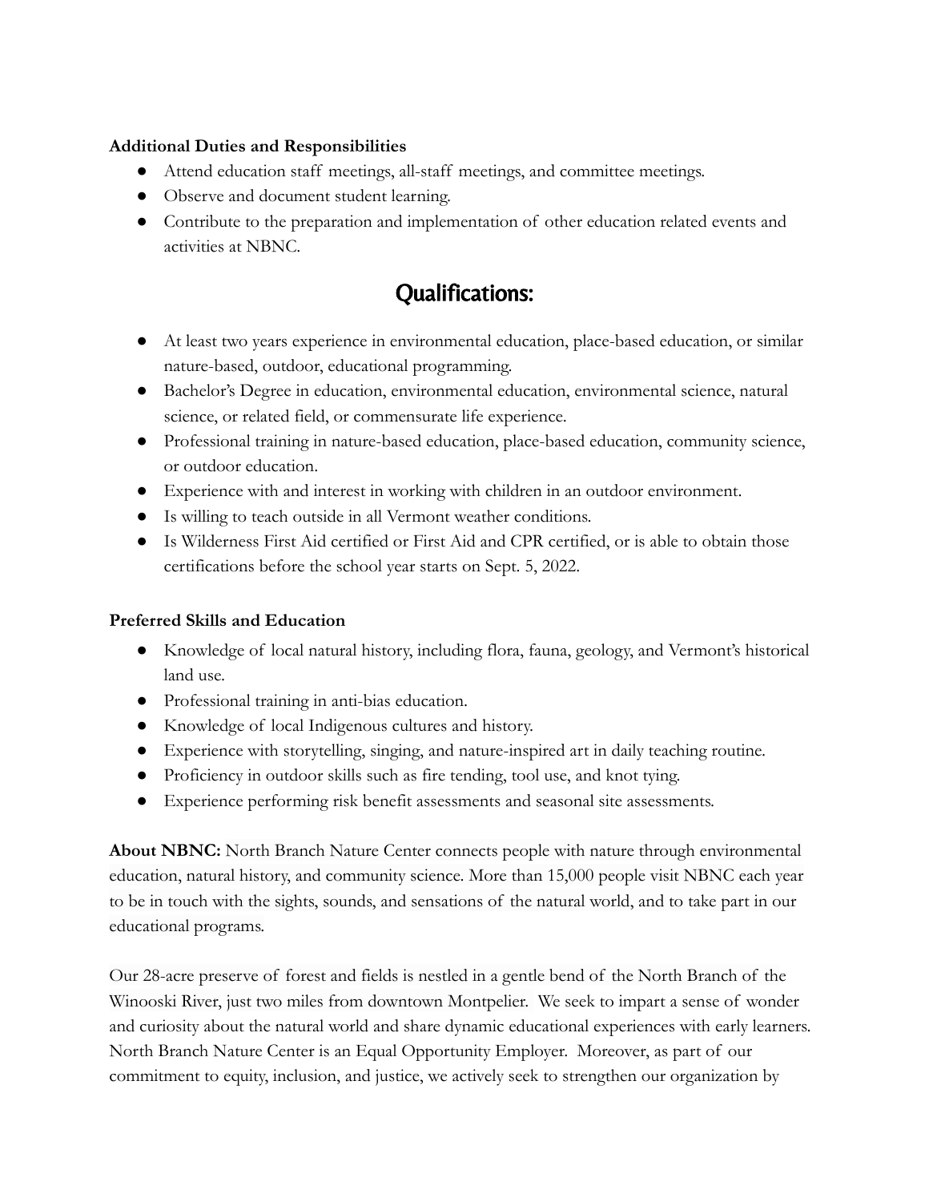**Additional Duties and Responsibilities**

- Attend education staff meetings, all-staff meetings, and committee meetings.
- Observe and document student learning.
- Contribute to the preparation and implementation of other education related events and activities at NBNC.

## Qualifications:

- At least two years experience in environmental education, place-based education, or similar nature-based, outdoor, educational programming.
- Bachelor's Degree in education, environmental education, environmental science, natural science, or related field, or commensurate life experience.
- Professional training in nature-based education, place-based education, community science, or outdoor education.
- Experience with and interest in working with children in an outdoor environment.
- Is willing to teach outside in all Vermont weather conditions.
- Is Wilderness First Aid certified or First Aid and CPR certified, or is able to obtain those certifications before the school year starts on Sept. 5, 2022.

**Preferred Skills and Education**

- Knowledge of local natural history, including flora, fauna, geology, and Vermont's historical land use.
- Professional training in anti-bias education.
- Knowledge of local Indigenous cultures and history.
- Experience with storytelling, singing, and nature-inspired art in daily teaching routine.
- Proficiency in outdoor skills such as fire tending, tool use, and knot tying.
- Experience performing risk benefit assessments and seasonal site assessments.

**About NBNC:** North Branch Nature Center connects people with nature through environmental education, natural history, and community science. More than 15,000 people visit NBNC each year to be in touch with the sights, sounds, and sensations of the natural world, and to take part in our educational programs.

Our 28-acre preserve of forest and fields is nestled in a gentle bend of the North Branch of the Winooski River, just two miles from downtown Montpelier. We seek to impart a sense of wonder and curiosity about the natural world and share dynamic educational experiences with early learners. North Branch Nature Center is an Equal Opportunity Employer. Moreover, as part of our commitment to equity, inclusion, and justice, we actively seek to strengthen our organization by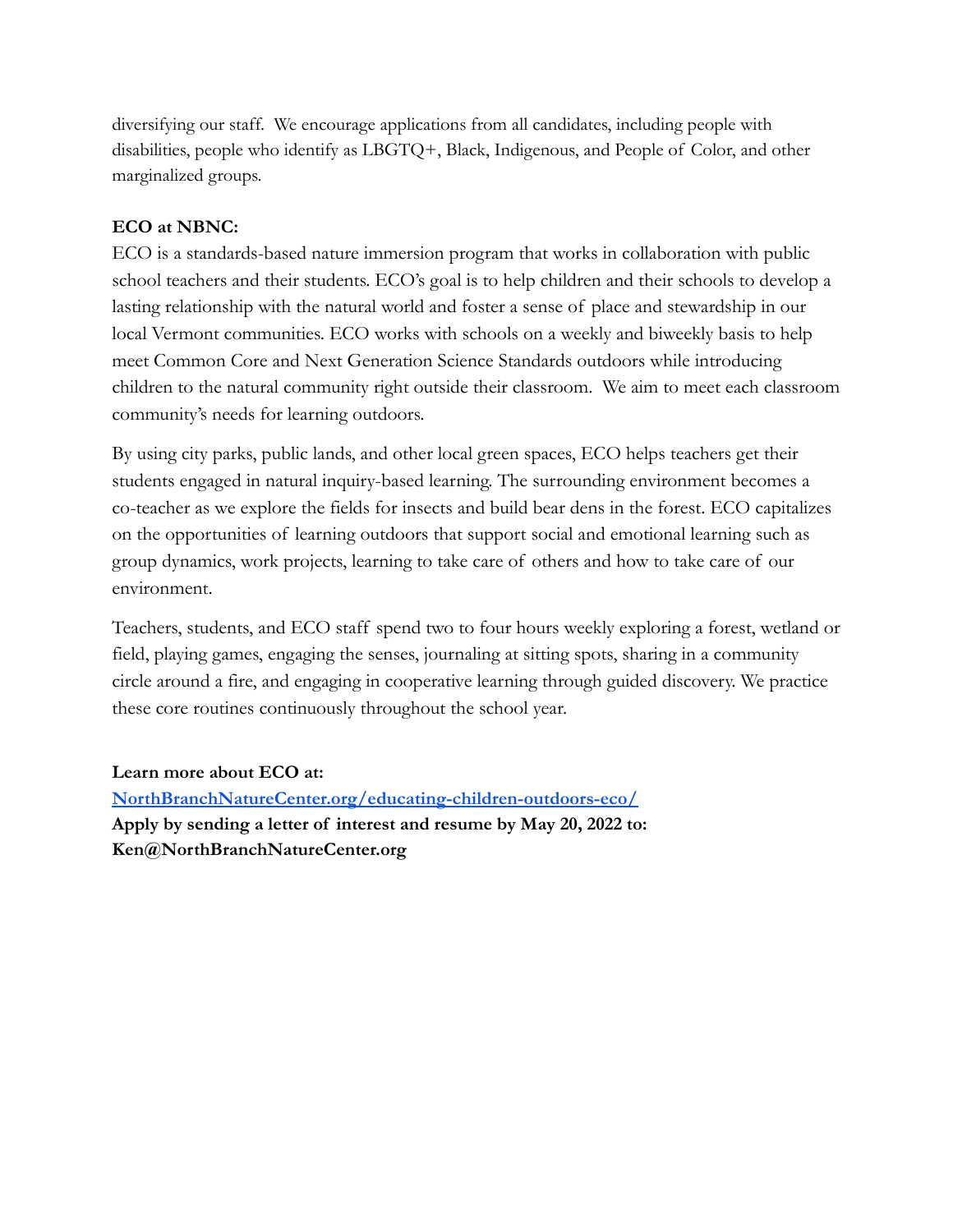diversifying our staff. We encourage applications from all candidates, including people with disabilities, people who identify as LBGTQ+, Black, Indigenous, and People of Color, and other marginalized groups.

**ECO at NBNC:**

ECO is a standards-based nature immersion program that works in collaboration with public school teachers and their students. ECO's goal is to help children and their schools to develop a lasting relationship with the natural world and foster a sense of place and stewardship in our local Vermont communities. ECO works with schools on a weekly and biweekly basis to help meet Common Core and Next Generation Science Standards outdoors while introducing children to the natural community right outside their classroom. We aim to meet each classroom community's needs for learning outdoors.

By using city parks, public lands, and other local green spaces, ECO helps teachers get their students engaged in natural inquiry-based learning. The surrounding environment becomes a co-teacher as we explore the fields for insects and build bear dens in the forest. ECO capitalizes on the opportunities of learning outdoors that support social and emotional learning such as group dynamics, work projects, learning to take care of others and how to take care of our environment.

Teachers, students, and ECO staff spend two to four hours weekly exploring a forest, wetland or field, playing games, engaging the senses, journaling at sitting spots, sharing in a community circle around a fire, and engaging in cooperative learning through guided discovery. We practice these core routines continuously throughout the school year.

**Learn more about ECO at:**
**[NorthBranchNatureCenter.org/educating-children-outdoors-eco/](https://NorthBranchNatureCenter.org/educating-children-outdoors-eco/)**
**Apply by sending a letter of interest and resume by May 20, 2022 to:**
**Ken@NorthBranchNatureCenter.org**